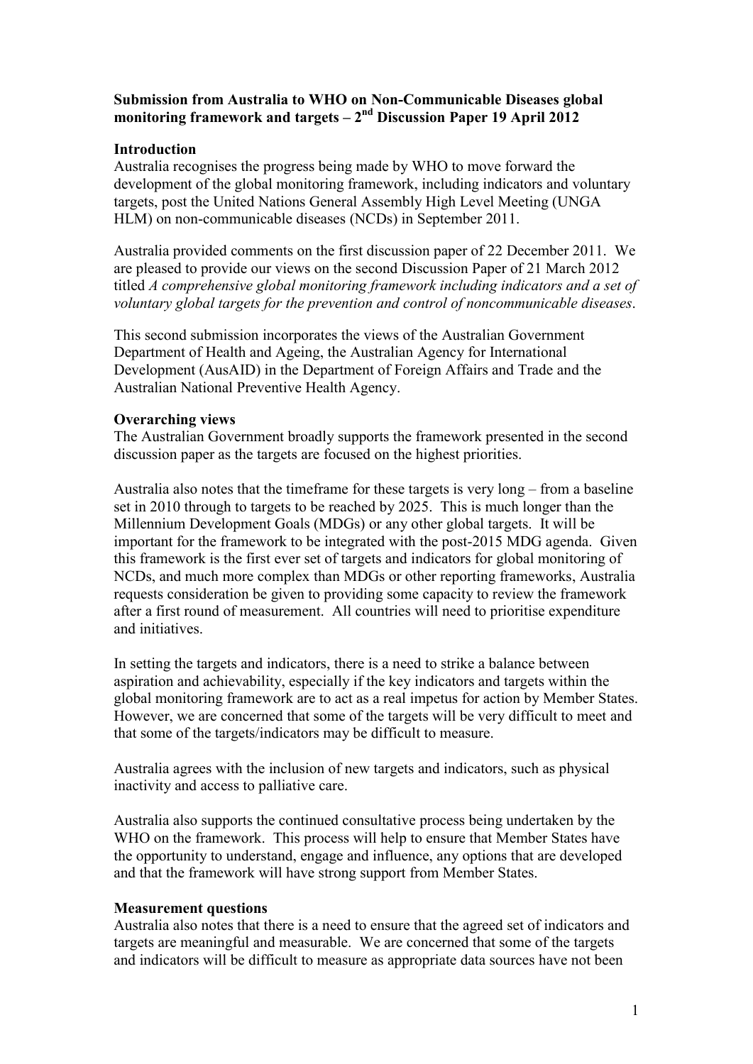**Submission from Australia to WHO on Non-Communicable Diseases global monitoring framework and targets – 2nd Discussion Paper 19 April 2012**

**Introduction**

Australia recognises the progress being made by WHO to move forward the development of the global monitoring framework, including indicators and voluntary targets, post the United Nations General Assembly High Level Meeting (UNGA HLM) on non-communicable diseases (NCDs) in September 2011.

Australia provided comments on the first discussion paper of 22 December 2011. We are pleased to provide our views on the second Discussion Paper of 21 March 2012 titled *A comprehensive global monitoring framework including indicators and a set of voluntary global targets for the prevention and control of noncommunicable diseases*.

This second submission incorporates the views of the Australian Government Department of Health and Ageing, the Australian Agency for International Development (AusAID) in the Department of Foreign Affairs and Trade and the Australian National Preventive Health Agency.

**Overarching views**

The Australian Government broadly supports the framework presented in the second discussion paper as the targets are focused on the highest priorities.

Australia also notes that the timeframe for these targets is very long – from a baseline set in 2010 through to targets to be reached by 2025. This is much longer than the Millennium Development Goals (MDGs) or any other global targets. It will be important for the framework to be integrated with the post-2015 MDG agenda. Given this framework is the first ever set of targets and indicators for global monitoring of NCDs, and much more complex than MDGs or other reporting frameworks, Australia requests consideration be given to providing some capacity to review the framework after a first round of measurement. All countries will need to prioritise expenditure and initiatives.

In setting the targets and indicators, there is a need to strike a balance between aspiration and achievability, especially if the key indicators and targets within the global monitoring framework are to act as a real impetus for action by Member States. However, we are concerned that some of the targets will be very difficult to meet and that some of the targets/indicators may be difficult to measure.

Australia agrees with the inclusion of new targets and indicators, such as physical inactivity and access to palliative care.

Australia also supports the continued consultative process being undertaken by the WHO on the framework. This process will help to ensure that Member States have the opportunity to understand, engage and influence, any options that are developed and that the framework will have strong support from Member States.

**Measurement questions**

Australia also notes that there is a need to ensure that the agreed set of indicators and targets are meaningful and measurable. We are concerned that some of the targets and indicators will be difficult to measure as appropriate data sources have not been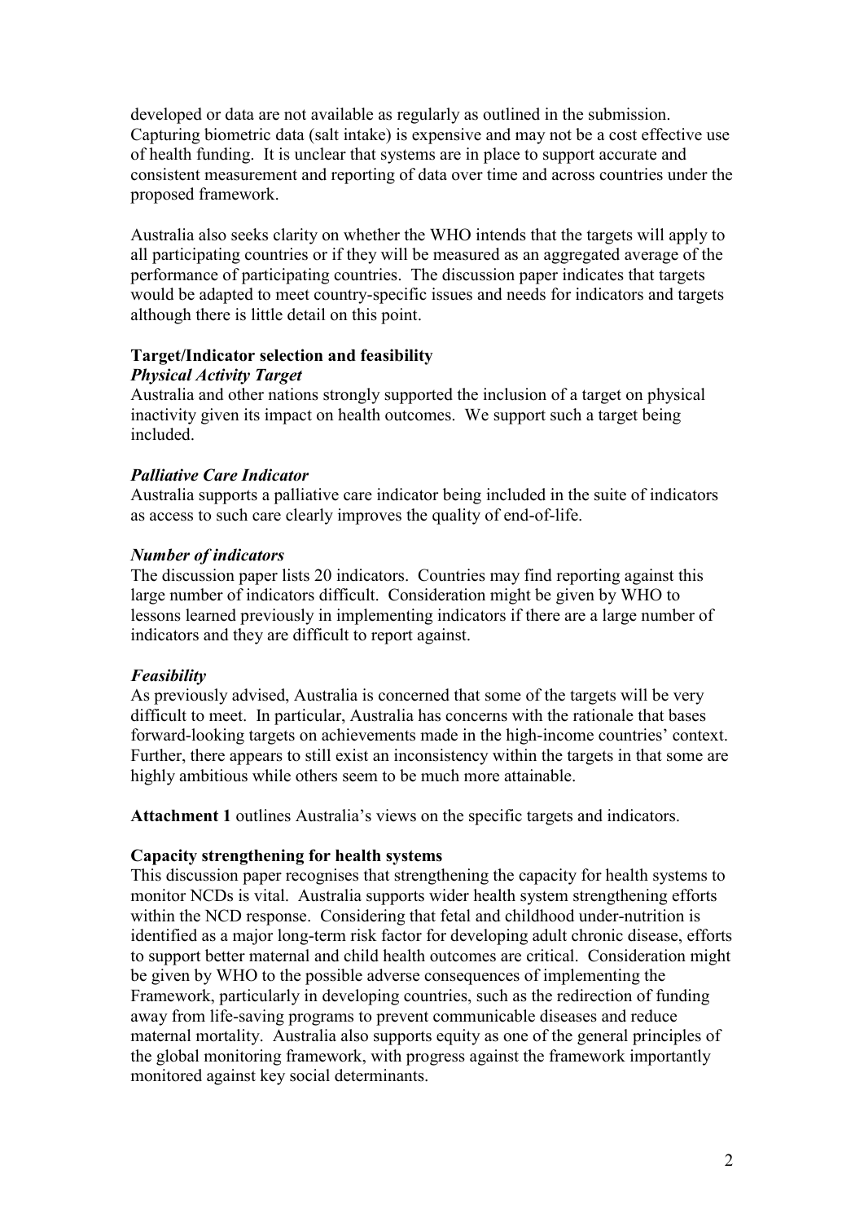developed or data are not available as regularly as outlined in the submission. Capturing biometric data (salt intake) is expensive and may not be a cost effective use of health funding. It is unclear that systems are in place to support accurate and consistent measurement and reporting of data over time and across countries under the proposed framework.

Australia also seeks clarity on whether the WHO intends that the targets will apply to all participating countries or if they will be measured as an aggregated average of the performance of participating countries. The discussion paper indicates that targets would be adapted to meet country-specific issues and needs for indicators and targets although there is little detail on this point.

**Target/Indicator selection and feasibility**

***Physical Activity Target***

Australia and other nations strongly supported the inclusion of a target on physical inactivity given its impact on health outcomes. We support such a target being included.

***Palliative Care Indicator***

Australia supports a palliative care indicator being included in the suite of indicators as access to such care clearly improves the quality of end-of-life.

***Number of indicators***

The discussion paper lists 20 indicators. Countries may find reporting against this large number of indicators difficult. Consideration might be given by WHO to lessons learned previously in implementing indicators if there are a large number of indicators and they are difficult to report against.

***Feasibility***

As previously advised, Australia is concerned that some of the targets will be very difficult to meet. In particular, Australia has concerns with the rationale that bases forward-looking targets on achievements made in the high-income countries' context. Further, there appears to still exist an inconsistency within the targets in that some are highly ambitious while others seem to be much more attainable.

**Attachment 1** outlines Australia's views on the specific targets and indicators.

**Capacity strengthening for health systems**

This discussion paper recognises that strengthening the capacity for health systems to monitor NCDs is vital. Australia supports wider health system strengthening efforts within the NCD response. Considering that fetal and childhood under-nutrition is identified as a major long-term risk factor for developing adult chronic disease, efforts to support better maternal and child health outcomes are critical. Consideration might be given by WHO to the possible adverse consequences of implementing the Framework, particularly in developing countries, such as the redirection of funding away from life-saving programs to prevent communicable diseases and reduce maternal mortality. Australia also supports equity as one of the general principles of the global monitoring framework, with progress against the framework importantly monitored against key social determinants.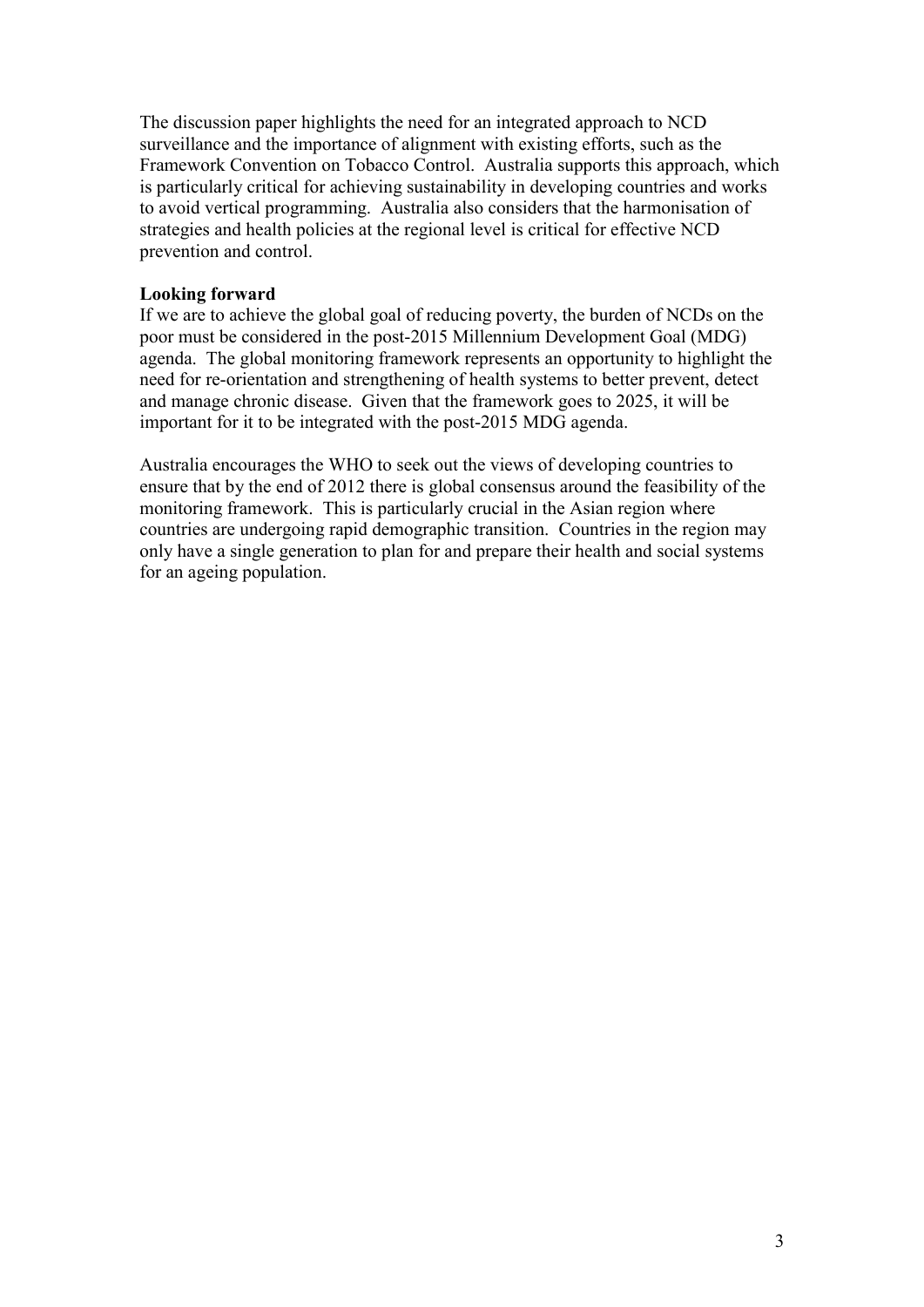The discussion paper highlights the need for an integrated approach to NCD surveillance and the importance of alignment with existing efforts, such as the Framework Convention on Tobacco Control. Australia supports this approach, which is particularly critical for achieving sustainability in developing countries and works to avoid vertical programming. Australia also considers that the harmonisation of strategies and health policies at the regional level is critical for effective NCD prevention and control.

**Looking forward**

If we are to achieve the global goal of reducing poverty, the burden of NCDs on the poor must be considered in the post-2015 Millennium Development Goal (MDG) agenda. The global monitoring framework represents an opportunity to highlight the need for re-orientation and strengthening of health systems to better prevent, detect and manage chronic disease. Given that the framework goes to 2025, it will be important for it to be integrated with the post-2015 MDG agenda.

Australia encourages the WHO to seek out the views of developing countries to ensure that by the end of 2012 there is global consensus around the feasibility of the monitoring framework. This is particularly crucial in the Asian region where countries are undergoing rapid demographic transition. Countries in the region may only have a single generation to plan for and prepare their health and social systems for an ageing population.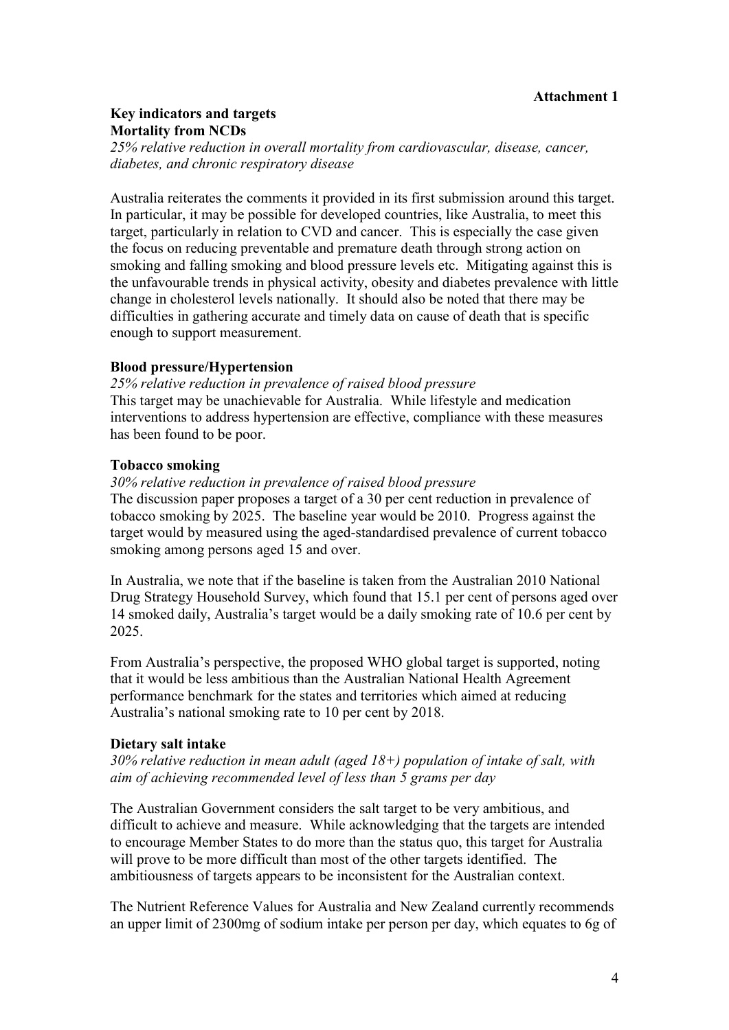**Attachment 1**

**Key indicators and targets**
**Mortality from NCDs**

*25% relative reduction in overall mortality from cardiovascular, disease, cancer, diabetes, and chronic respiratory disease*

Australia reiterates the comments it provided in its first submission around this target. In particular, it may be possible for developed countries, like Australia, to meet this target, particularly in relation to CVD and cancer. This is especially the case given the focus on reducing preventable and premature death through strong action on smoking and falling smoking and blood pressure levels etc. Mitigating against this is the unfavourable trends in physical activity, obesity and diabetes prevalence with little change in cholesterol levels nationally. It should also be noted that there may be difficulties in gathering accurate and timely data on cause of death that is specific enough to support measurement.

**Blood pressure/Hypertension**

*25% relative reduction in prevalence of raised blood pressure*
This target may be unachievable for Australia. While lifestyle and medication interventions to address hypertension are effective, compliance with these measures has been found to be poor.

**Tobacco smoking**

*30% relative reduction in prevalence of raised blood pressure*
The discussion paper proposes a target of a 30 per cent reduction in prevalence of tobacco smoking by 2025. The baseline year would be 2010. Progress against the target would by measured using the aged-standardised prevalence of current tobacco smoking among persons aged 15 and over.

In Australia, we note that if the baseline is taken from the Australian 2010 National Drug Strategy Household Survey, which found that 15.1 per cent of persons aged over 14 smoked daily, Australia's target would be a daily smoking rate of 10.6 per cent by 2025.

From Australia's perspective, the proposed WHO global target is supported, noting that it would be less ambitious than the Australian National Health Agreement performance benchmark for the states and territories which aimed at reducing Australia's national smoking rate to 10 per cent by 2018.

**Dietary salt intake**

*30% relative reduction in mean adult (aged 18+) population of intake of salt, with aim of achieving recommended level of less than 5 grams per day*

The Australian Government considers the salt target to be very ambitious, and difficult to achieve and measure. While acknowledging that the targets are intended to encourage Member States to do more than the status quo, this target for Australia will prove to be more difficult than most of the other targets identified. The ambitiousness of targets appears to be inconsistent for the Australian context.

The Nutrient Reference Values for Australia and New Zealand currently recommends an upper limit of 2300mg of sodium intake per person per day, which equates to 6g of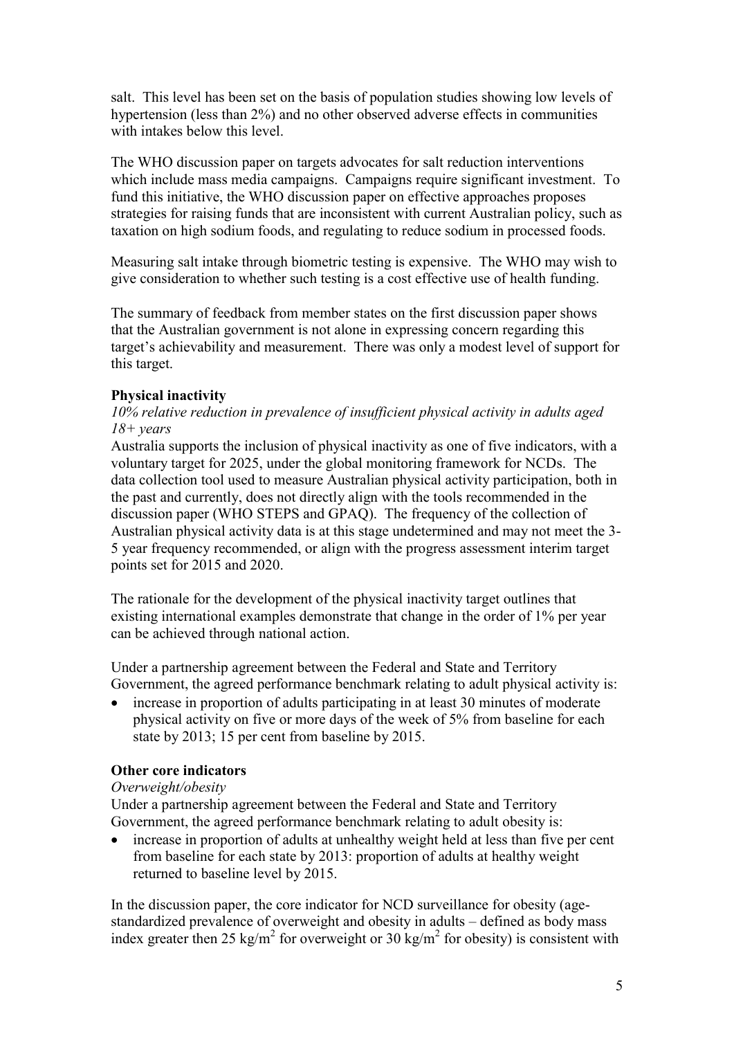salt. This level has been set on the basis of population studies showing low levels of hypertension (less than 2%) and no other observed adverse effects in communities with intakes below this level.

The WHO discussion paper on targets advocates for salt reduction interventions which include mass media campaigns. Campaigns require significant investment. To fund this initiative, the WHO discussion paper on effective approaches proposes strategies for raising funds that are inconsistent with current Australian policy, such as taxation on high sodium foods, and regulating to reduce sodium in processed foods.

Measuring salt intake through biometric testing is expensive. The WHO may wish to give consideration to whether such testing is a cost effective use of health funding.

The summary of feedback from member states on the first discussion paper shows that the Australian government is not alone in expressing concern regarding this target's achievability and measurement. There was only a modest level of support for this target.

**Physical inactivity**

*10% relative reduction in prevalence of insufficient physical activity in adults aged 18+ years*

Australia supports the inclusion of physical inactivity as one of five indicators, with a voluntary target for 2025, under the global monitoring framework for NCDs. The data collection tool used to measure Australian physical activity participation, both in the past and currently, does not directly align with the tools recommended in the discussion paper (WHO STEPS and GPAQ). The frequency of the collection of Australian physical activity data is at this stage undetermined and may not meet the 3-5 year frequency recommended, or align with the progress assessment interim target points set for 2015 and 2020.

The rationale for the development of the physical inactivity target outlines that existing international examples demonstrate that change in the order of 1% per year can be achieved through national action.

Under a partnership agreement between the Federal and State and Territory Government, the agreed performance benchmark relating to adult physical activity is:

- increase in proportion of adults participating in at least 30 minutes of moderate physical activity on five or more days of the week of 5% from baseline for each state by 2013; 15 per cent from baseline by 2015.

**Other core indicators**

*Overweight/obesity*

Under a partnership agreement between the Federal and State and Territory Government, the agreed performance benchmark relating to adult obesity is:

- increase in proportion of adults at unhealthy weight held at less than five per cent from baseline for each state by 2013: proportion of adults at healthy weight returned to baseline level by 2015.

In the discussion paper, the core indicator for NCD surveillance for obesity (age-standardized prevalence of overweight and obesity in adults – defined as body mass index greater then 25 $kg/m^2$ for overweight or 30 $kg/m^2$ for obesity) is consistent with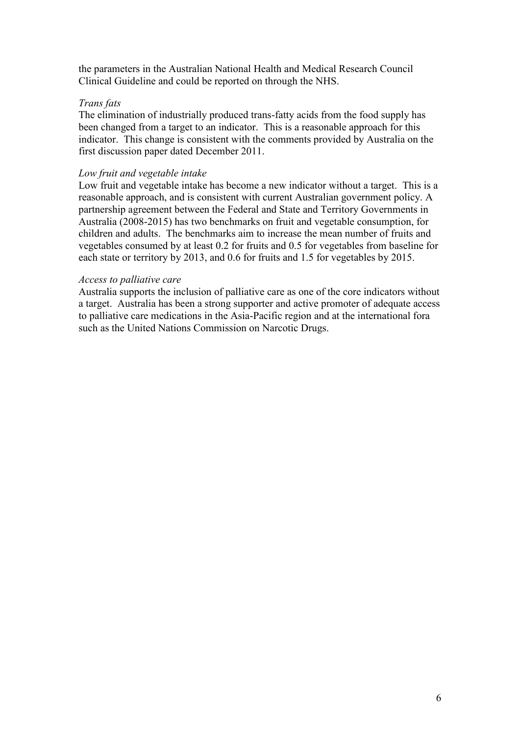the parameters in the Australian National Health and Medical Research Council Clinical Guideline and could be reported on through the NHS.

*Trans fats*

The elimination of industrially produced trans-fatty acids from the food supply has been changed from a target to an indicator. This is a reasonable approach for this indicator. This change is consistent with the comments provided by Australia on the first discussion paper dated December 2011.

*Low fruit and vegetable intake*

Low fruit and vegetable intake has become a new indicator without a target. This is a reasonable approach, and is consistent with current Australian government policy. A partnership agreement between the Federal and State and Territory Governments in Australia (2008-2015) has two benchmarks on fruit and vegetable consumption, for children and adults. The benchmarks aim to increase the mean number of fruits and vegetables consumed by at least 0.2 for fruits and 0.5 for vegetables from baseline for each state or territory by 2013, and 0.6 for fruits and 1.5 for vegetables by 2015.

*Access to palliative care*

Australia supports the inclusion of palliative care as one of the core indicators without a target. Australia has been a strong supporter and active promoter of adequate access to palliative care medications in the Asia-Pacific region and at the international fora such as the United Nations Commission on Narcotic Drugs.